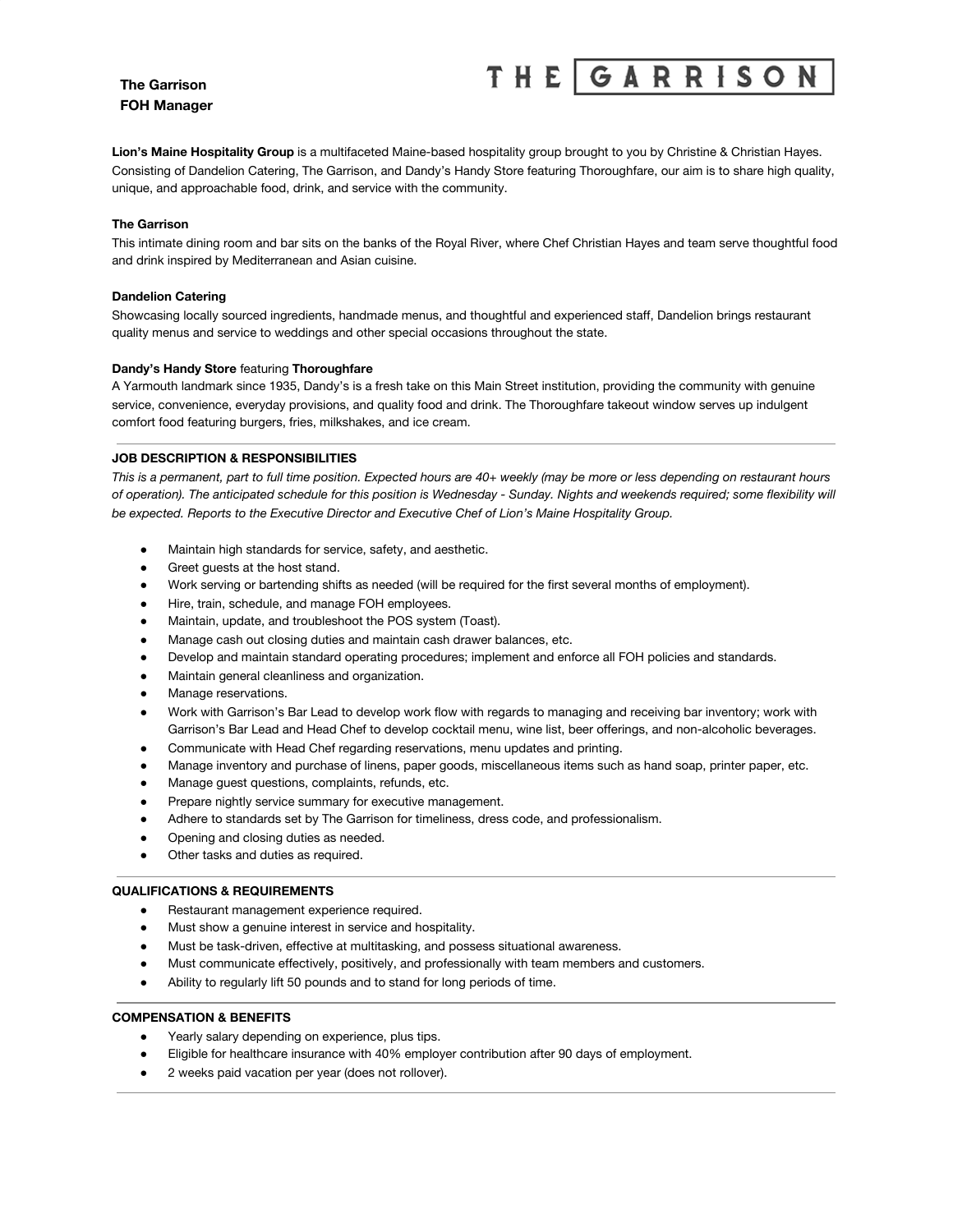**The Garrison**
**FOH Manager**

THE GARRISON

**Lion's Maine Hospitality Group** is a multifaceted Maine-based hospitality group brought to you by Christine & Christian Hayes. Consisting of Dandelion Catering, The Garrison, and Dandy's Handy Store featuring Thoroughfare, our aim is to share high quality, unique, and approachable food, drink, and service with the community.

**The Garrison**
This intimate dining room and bar sits on the banks of the Royal River, where Chef Christian Hayes and team serve thoughtful food and drink inspired by Mediterranean and Asian cuisine.

**Dandelion Catering**
Showcasing locally sourced ingredients, handmade menus, and thoughtful and experienced staff, Dandelion brings restaurant quality menus and service to weddings and other special occasions throughout the state.

**Dandy's Handy Store** featuring **Thoroughfare**
A Yarmouth landmark since 1935, Dandy's is a fresh take on this Main Street institution, providing the community with genuine service, convenience, everyday provisions, and quality food and drink. The Thoroughfare takeout window serves up indulgent comfort food featuring burgers, fries, milkshakes, and ice cream.

---

**JOB DESCRIPTION & RESPONSIBILITIES**

*This is a permanent, part to full time position. Expected hours are 40+ weekly (may be more or less depending on restaurant hours of operation). The anticipated schedule for this position is Wednesday - Sunday. Nights and weekends required; some flexibility will be expected. Reports to the Executive Director and Executive Chef of Lion's Maine Hospitality Group.*

- Maintain high standards for service, safety, and aesthetic.
- Greet guests at the host stand.
- Work serving or bartending shifts as needed (will be required for the first several months of employment).
- Hire, train, schedule, and manage FOH employees.
- Maintain, update, and troubleshoot the POS system (Toast).
- Manage cash out closing duties and maintain cash drawer balances, etc.
- Develop and maintain standard operating procedures; implement and enforce all FOH policies and standards.
- Maintain general cleanliness and organization.
- Manage reservations.
- Work with Garrison's Bar Lead to develop work flow with regards to managing and receiving bar inventory; work with Garrison's Bar Lead and Head Chef to develop cocktail menu, wine list, beer offerings, and non-alcoholic beverages.
- Communicate with Head Chef regarding reservations, menu updates and printing.
- Manage inventory and purchase of linens, paper goods, miscellaneous items such as hand soap, printer paper, etc.
- Manage guest questions, complaints, refunds, etc.
- Prepare nightly service summary for executive management.
- Adhere to standards set by The Garrison for timeliness, dress code, and professionalism.
- Opening and closing duties as needed.
- Other tasks and duties as required.

---

**QUALIFICATIONS & REQUIREMENTS**

- Restaurant management experience required.
- Must show a genuine interest in service and hospitality.
- Must be task-driven, effective at multitasking, and possess situational awareness.
- Must communicate effectively, positively, and professionally with team members and customers.
- Ability to regularly lift 50 pounds and to stand for long periods of time.

---

**COMPENSATION & BENEFITS**

- Yearly salary depending on experience, plus tips.
- Eligible for healthcare insurance with 40% employer contribution after 90 days of employment.
- 2 weeks paid vacation per year (does not rollover).

---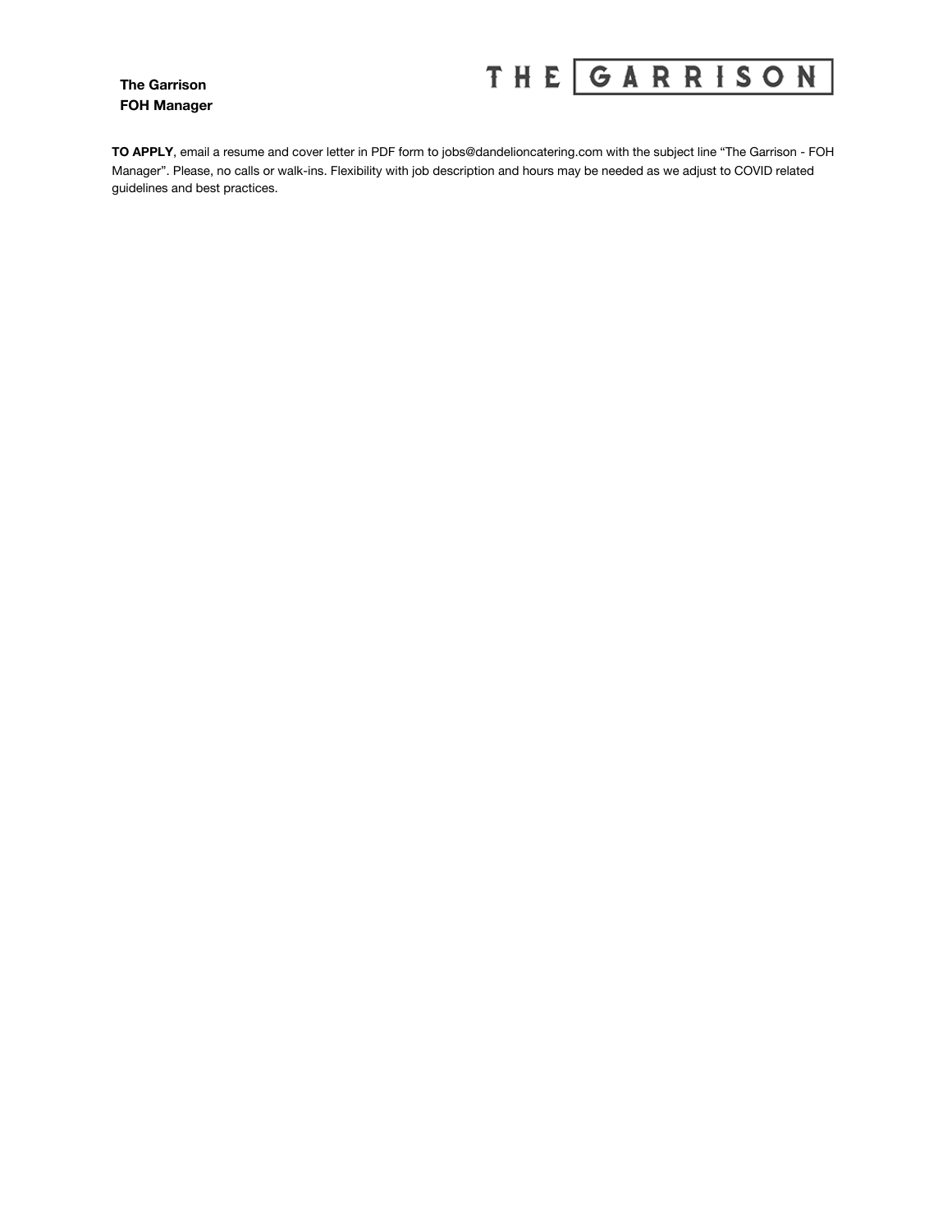**TO APPLY**, email a resume and cover letter in PDF form to jobs@dandelioncatering.com with the subject line "The Garrison - FOH Manager". Please, no calls or walk-ins. Flexibility with job description and hours may be needed as we adjust to COVID related guidelines and best practices.